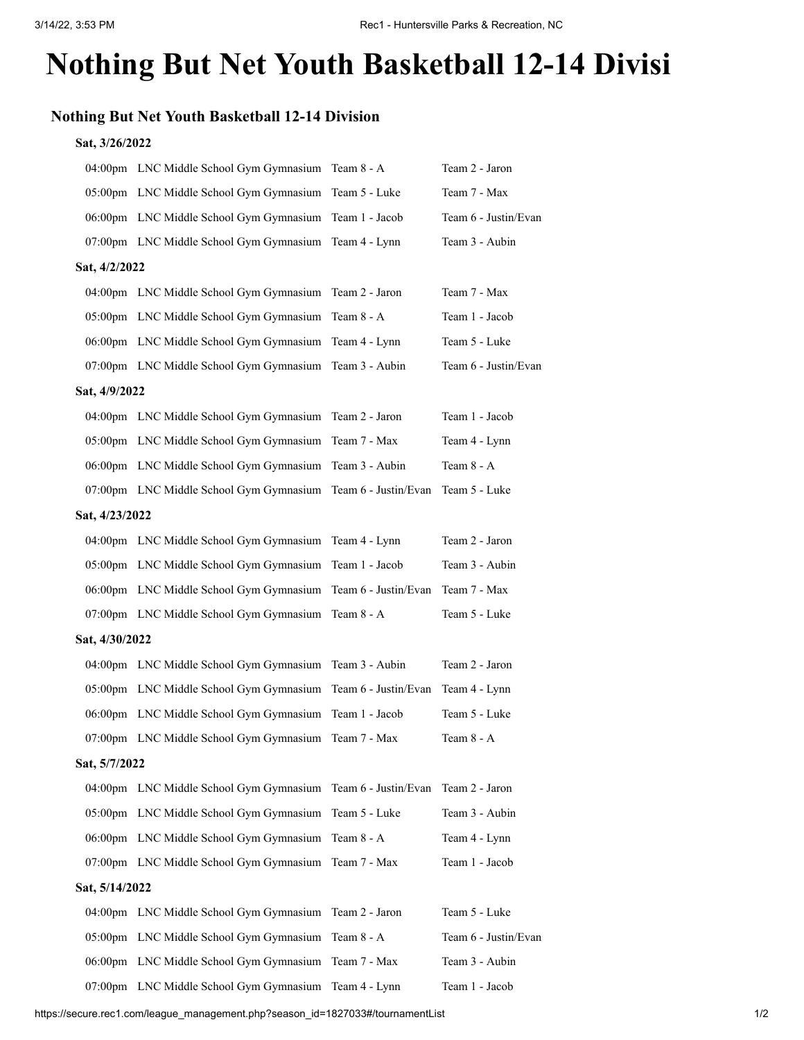# Nothing But Net Youth Basketball 12-14 Divisi

## Nothing But Net Youth Basketball 12-14 Division

### Sat, 3/26/2022

| | | | |
|---|---|---|---|
| 04:00pm | LNC Middle School Gym Gymnasium | Team 8 - A | Team 2 - Jaron |
| 05:00pm | LNC Middle School Gym Gymnasium | Team 5 - Luke | Team 7 - Max |
| 06:00pm | LNC Middle School Gym Gymnasium | Team 1 - Jacob | Team 6 - Justin/Evan |
| 07:00pm | LNC Middle School Gym Gymnasium | Team 4 - Lynn | Team 3 - Aubin |

### Sat, 4/2/2022

| | | | |
|---|---|---|---|
| 04:00pm | LNC Middle School Gym Gymnasium | Team 2 - Jaron | Team 7 - Max |
| 05:00pm | LNC Middle School Gym Gymnasium | Team 8 - A | Team 1 - Jacob |
| 06:00pm | LNC Middle School Gym Gymnasium | Team 4 - Lynn | Team 5 - Luke |
| 07:00pm | LNC Middle School Gym Gymnasium | Team 3 - Aubin | Team 6 - Justin/Evan |

### Sat, 4/9/2022

| | | | |
|---|---|---|---|
| 04:00pm | LNC Middle School Gym Gymnasium | Team 2 - Jaron | Team 1 - Jacob |
| 05:00pm | LNC Middle School Gym Gymnasium | Team 7 - Max | Team 4 - Lynn |
| 06:00pm | LNC Middle School Gym Gymnasium | Team 3 - Aubin | Team 8 - A |
| 07:00pm | LNC Middle School Gym Gymnasium | Team 6 - Justin/Evan | Team 5 - Luke |

### Sat, 4/23/2022

| | | | |
|---|---|---|---|
| 04:00pm | LNC Middle School Gym Gymnasium | Team 4 - Lynn | Team 2 - Jaron |
| 05:00pm | LNC Middle School Gym Gymnasium | Team 1 - Jacob | Team 3 - Aubin |
| 06:00pm | LNC Middle School Gym Gymnasium | Team 6 - Justin/Evan | Team 7 - Max |
| 07:00pm | LNC Middle School Gym Gymnasium | Team 8 - A | Team 5 - Luke |

### Sat, 4/30/2022

| | | | |
|---|---|---|---|
| 04:00pm | LNC Middle School Gym Gymnasium | Team 3 - Aubin | Team 2 - Jaron |
| 05:00pm | LNC Middle School Gym Gymnasium | Team 6 - Justin/Evan | Team 4 - Lynn |
| 06:00pm | LNC Middle School Gym Gymnasium | Team 1 - Jacob | Team 5 - Luke |
| 07:00pm | LNC Middle School Gym Gymnasium | Team 7 - Max | Team 8 - A |

### Sat, 5/7/2022

| | | | |
|---|---|---|---|
| 04:00pm | LNC Middle School Gym Gymnasium | Team 6 - Justin/Evan | Team 2 - Jaron |
| 05:00pm | LNC Middle School Gym Gymnasium | Team 5 - Luke | Team 3 - Aubin |
| 06:00pm | LNC Middle School Gym Gymnasium | Team 8 - A | Team 4 - Lynn |
| 07:00pm | LNC Middle School Gym Gymnasium | Team 7 - Max | Team 1 - Jacob |

### Sat, 5/14/2022

| | | | |
|---|---|---|---|
| 04:00pm | LNC Middle School Gym Gymnasium | Team 2 - Jaron | Team 5 - Luke |
| 05:00pm | LNC Middle School Gym Gymnasium | Team 8 - A | Team 6 - Justin/Evan |
| 06:00pm | LNC Middle School Gym Gymnasium | Team 7 - Max | Team 3 - Aubin |
| 07:00pm | LNC Middle School Gym Gymnasium | Team 4 - Lynn | Team 1 - Jacob |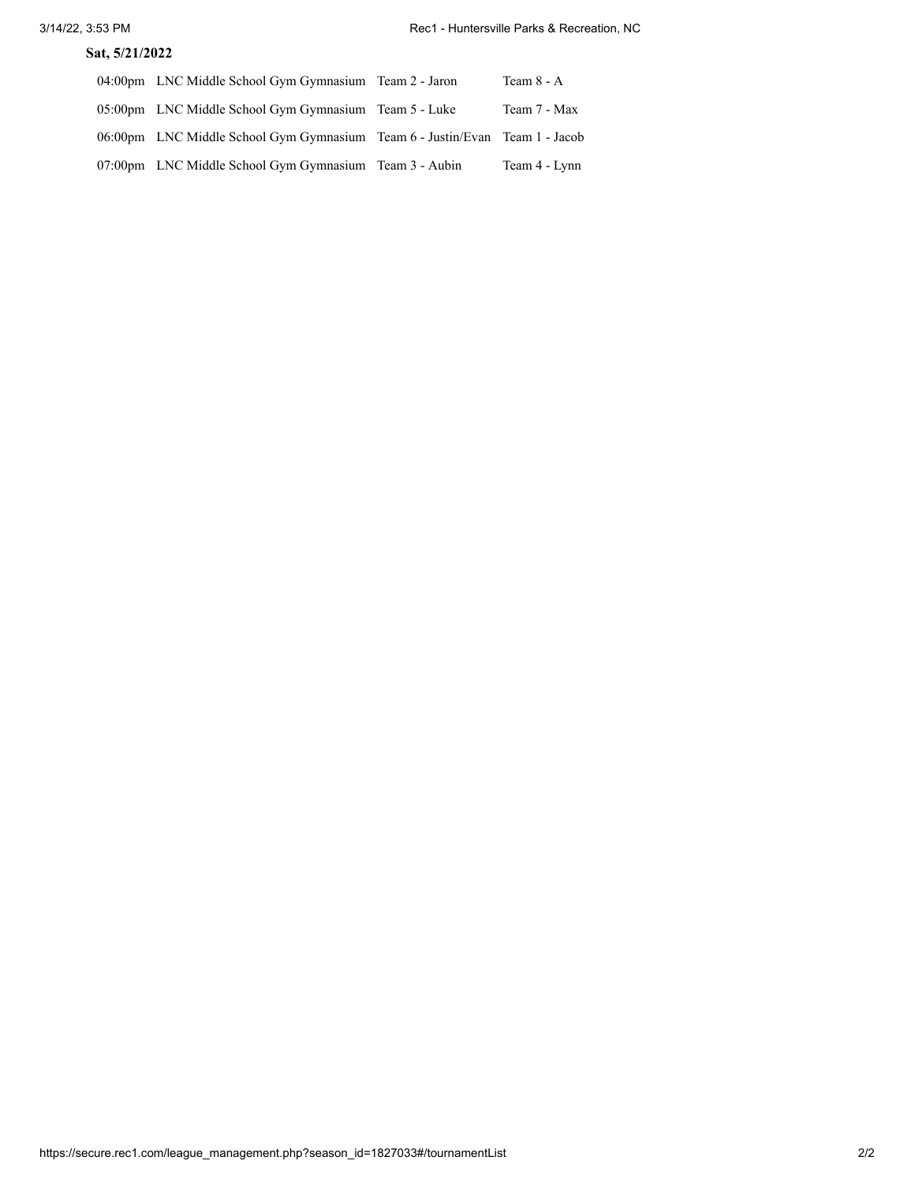**Sat, 5/21/2022**

| | | | |
|---|---|---|---|
| 04:00pm | LNC Middle School Gym Gymnasium | Team 2 - Jaron | Team 8 - A |
| 05:00pm | LNC Middle School Gym Gymnasium | Team 5 - Luke | Team 7 - Max |
| 06:00pm | LNC Middle School Gym Gymnasium | Team 6 - Justin/Evan | Team 1 - Jacob |
| 07:00pm | LNC Middle School Gym Gymnasium | Team 3 - Aubin | Team 4 - Lynn |